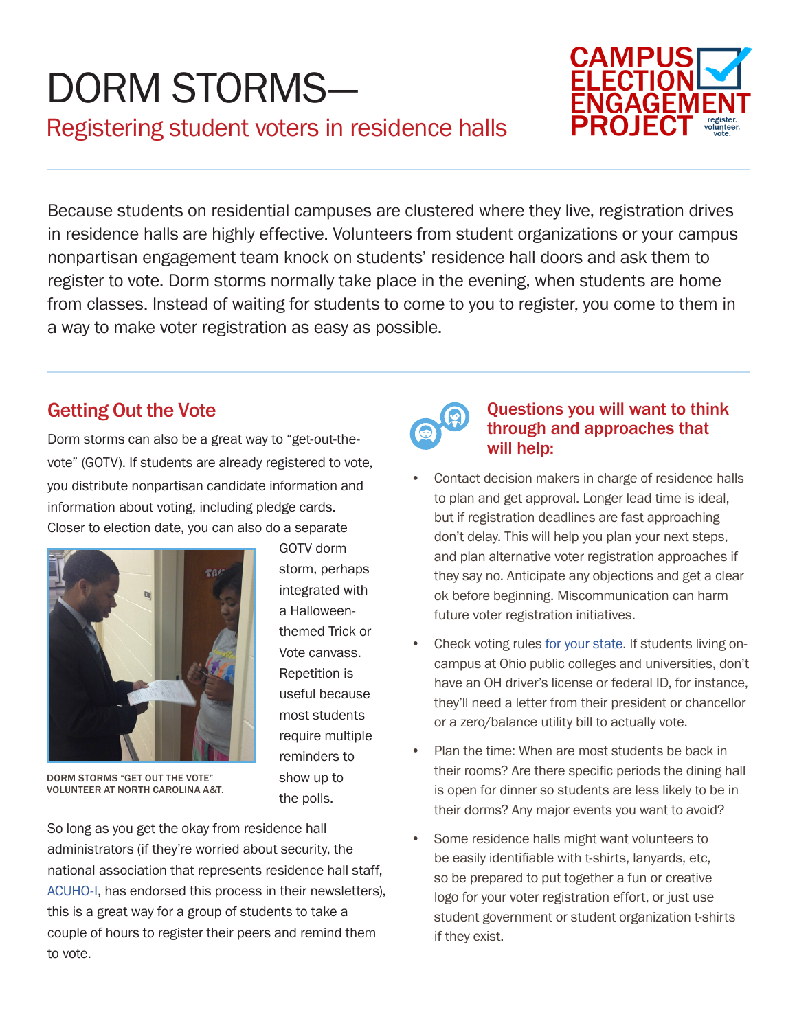# DORM STORMS—

## Registering student voters in residence halls

CAMPUS ELECTION ENGAGEMENT PROJECT register. volunteer. vote.

Because students on residential campuses are clustered where they live, registration drives in residence halls are highly effective. Volunteers from student organizations or your campus nonpartisan engagement team knock on students' residence hall doors and ask them to register to vote. Dorm storms normally take place in the evening, when students are home from classes. Instead of waiting for students to come to you to register, you come to them in a way to make voter registration as easy as possible.

### Getting Out the Vote

Dorm storms can also be a great way to "get-out-the-vote" (GOTV). If students are already registered to vote, you distribute nonpartisan candidate information and information about voting, including pledge cards. Closer to election date, you can also do a separate GOTV dorm storm, perhaps integrated with a Halloween-themed Trick or Vote canvass. Repetition is useful because most students require multiple reminders to show up to the polls.

DORM STORMS "GET OUT THE VOTE" VOLUNTEER AT NORTH CAROLINA A&T.

So long as you get the okay from residence hall administrators (if they're worried about security, the national association that represents residence hall staff, ACUHO-I, has endorsed this process in their newsletters), this is a great way for a group of students to take a couple of hours to register their peers and remind them to vote.

### Questions you will want to think through and approaches that will help:

- Contact decision makers in charge of residence halls to plan and get approval. Longer lead time is ideal, but if registration deadlines are fast approaching don't delay. This will help you plan your next steps, and plan alternative voter registration approaches if they say no. Anticipate any objections and get a clear ok before beginning. Miscommunication can harm future voter registration initiatives.
- Check voting rules for your state. If students living on-campus at Ohio public colleges and universities, don't have an OH driver's license or federal ID, for instance, they'll need a letter from their president or chancellor or a zero/balance utility bill to actually vote.
- Plan the time: When are most students be back in their rooms? Are there specific periods the dining hall is open for dinner so students are less likely to be in their dorms? Any major events you want to avoid?
- Some residence halls might want volunteers to be easily identifiable with t-shirts, lanyards, etc, so be prepared to put together a fun or creative logo for your voter registration effort, or just use student government or student organization t-shirts if they exist.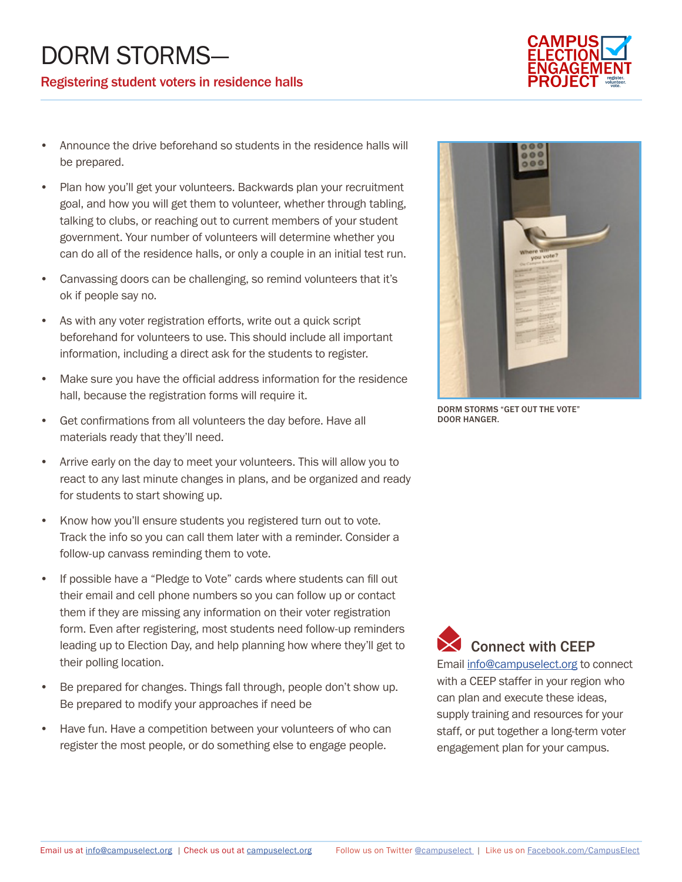# DORM STORMS—

## Registering student voters in residence halls

- Announce the drive beforehand so students in the residence halls will be prepared.
- Plan how you'll get your volunteers. Backwards plan your recruitment goal, and how you will get them to volunteer, whether through tabling, talking to clubs, or reaching out to current members of your student government. Your number of volunteers will determine whether you can do all of the residence halls, or only a couple in an initial test run.
- Canvassing doors can be challenging, so remind volunteers that it's ok if people say no.
- As with any voter registration efforts, write out a quick script beforehand for volunteers to use. This should include all important information, including a direct ask for the students to register.
- Make sure you have the official address information for the residence hall, because the registration forms will require it.
- Get confirmations from all volunteers the day before. Have all materials ready that they'll need.
- Arrive early on the day to meet your volunteers. This will allow you to react to any last minute changes in plans, and be organized and ready for students to start showing up.
- Know how you'll ensure students you registered turn out to vote. Track the info so you can call them later with a reminder. Consider a follow-up canvass reminding them to vote.
- If possible have a "Pledge to Vote" cards where students can fill out their email and cell phone numbers so you can follow up or contact them if they are missing any information on their voter registration form. Even after registering, most students need follow-up reminders leading up to Election Day, and help planning how where they'll get to their polling location.
- Be prepared for changes. Things fall through, people don't show up. Be prepared to modify your approaches if need be
- Have fun. Have a competition between your volunteers of who can register the most people, or do something else to engage people.

DORM STORMS "GET OUT THE VOTE" DOOR HANGER.

### Connect with CEEP

Email info@campuselect.org to connect with a CEEP staffer in your region who can plan and execute these ideas, supply training and resources for your staff, or put together a long-term voter engagement plan for your campus.